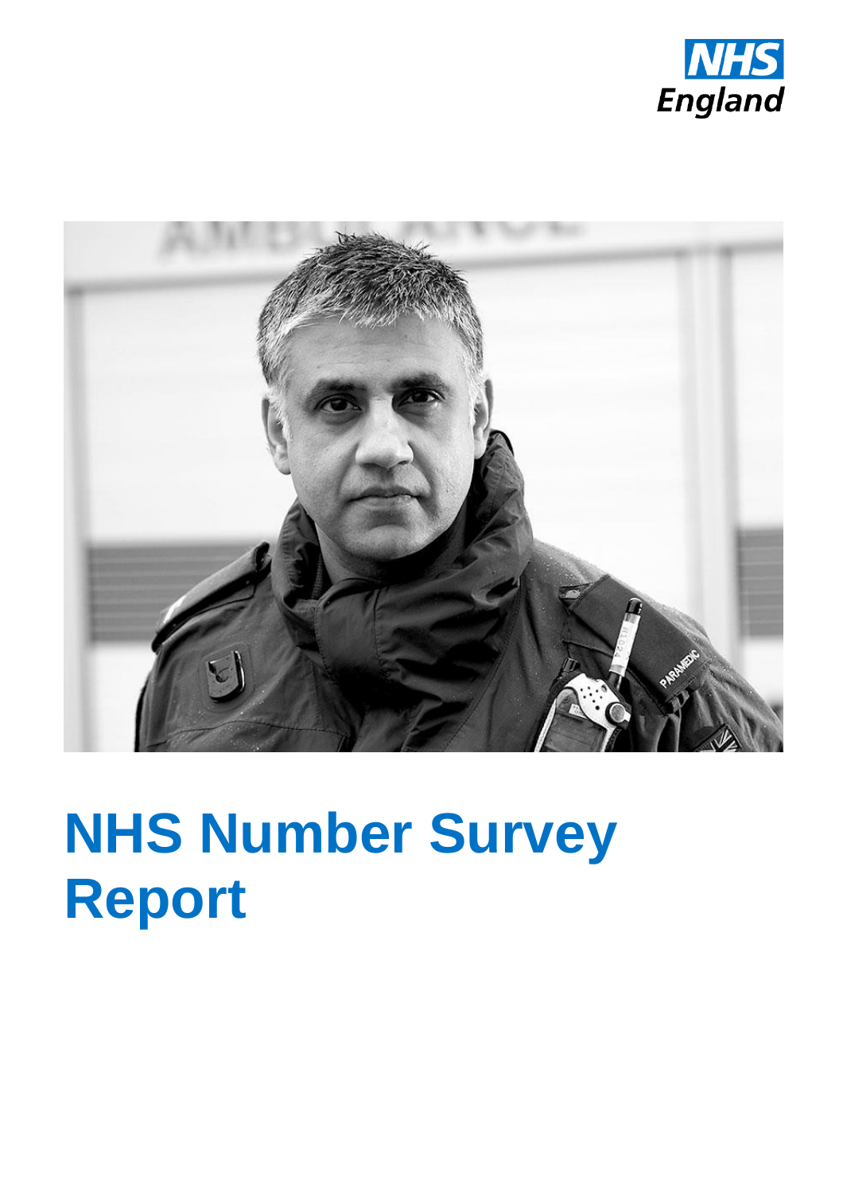NHS England

# NHS Number Survey Report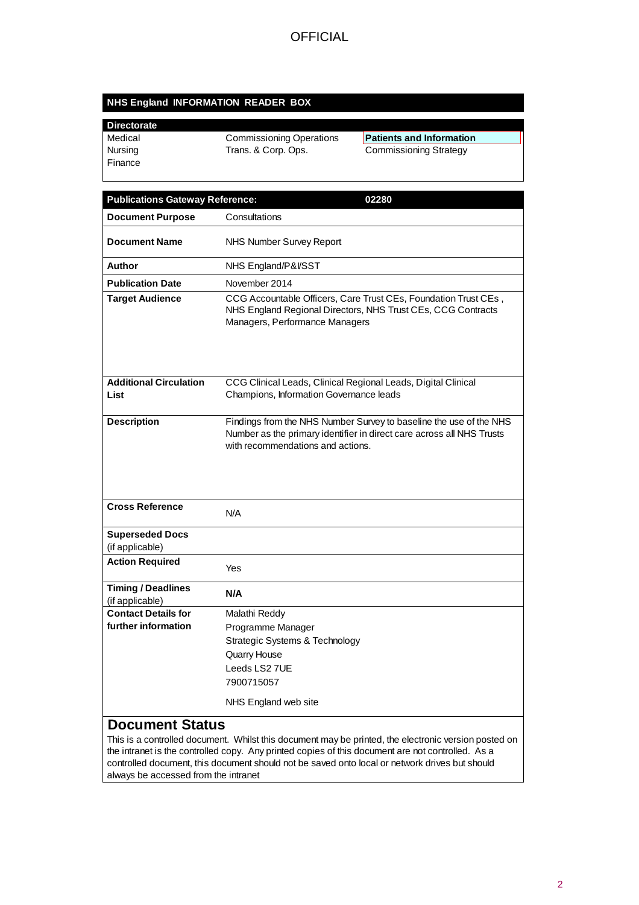## NHS England INFORMATION READER BOX

| Directorate | | |
|---|---|---|
| Medical | Commissioning Operations | **Patients and Information** |
| Nursing | Trans. & Corp. Ops. | Commissioning Strategy |
| Finance | | |

| **Publications Gateway Reference:** | **02280** |
|---|---|
| **Document Purpose** | Consultations |
| **Document Name** | NHS Number Survey Report |
| **Author** | NHS England/P&I/SST |
| **Publication Date** | November 2014 |
| **Target Audience** | CCG Accountable Officers, Care Trust CEs, Foundation Trust CEs , NHS England Regional Directors, NHS Trust CEs, CCG Contracts Managers, Performance Managers |
| **Additional Circulation List** | CCG Clinical Leads, Clinical Regional Leads, Digital Clinical Champions, Information Governance leads |
| **Description** | Findings from the NHS Number Survey to baseline the use of the NHS Number as the primary identifier in direct care across all NHS Trusts with recommendations and actions. |
| **Cross Reference** | N/A |
| **Superseded Docs** (if applicable) | |
| **Action Required** | Yes |
| **Timing / Deadlines** (if applicable) | **N/A** |
| **Contact Details for further information** | Malathi Reddy<br>Programme Manager<br>Strategic Systems & Technology<br>Quarry House<br>Leeds LS2 7UE<br>7900715057<br><br>NHS England web site |

## Document Status

This is a controlled document. Whilst this document may be printed, the electronic version posted on the intranet is the controlled copy. Any printed copies of this document are not controlled. As a controlled document, this document should not be saved onto local or network drives but should always be accessed from the intranet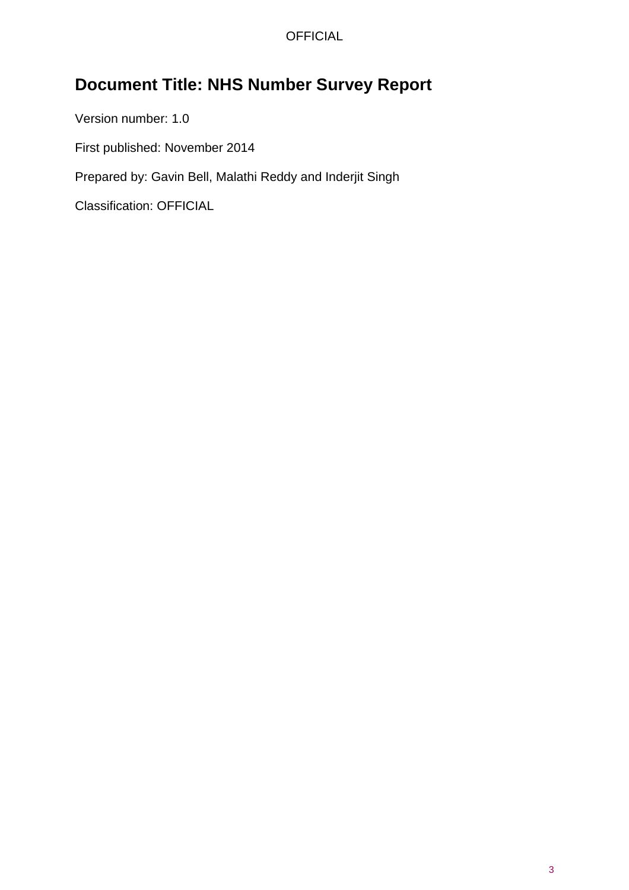# Document Title: NHS Number Survey Report

Version number: 1.0

First published: November 2014

Prepared by: Gavin Bell, Malathi Reddy and Inderjit Singh

Classification: OFFICIAL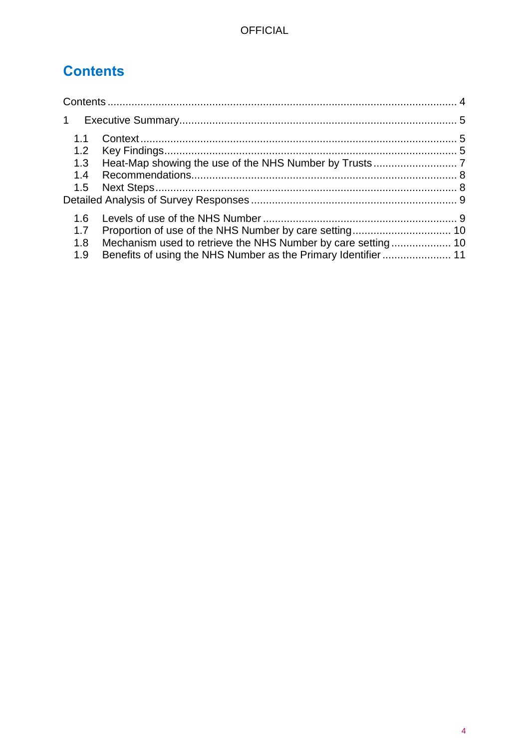# Contents

Contents ........................................................................................................ 4

1 Executive Summary.................................................................................... 5

- 1.1 Context ................................................................................................ 5
- 1.2 Key Findings......................................................................................... 5
- 1.3 Heat-Map showing the use of the NHS Number by Trusts ............................ 7
- 1.4 Recommendations................................................................................. 8
- 1.5 Next Steps............................................................................................ 8

Detailed Analysis of Survey Responses ................................................................ 9

- 1.6 Levels of use of the NHS Number ........................................................... 9
- 1.7 Proportion of use of the NHS Number by care setting................................ 10
- 1.8 Mechanism used to retrieve the NHS Number by care setting ..................... 10
- 1.9 Benefits of using the NHS Number as the Primary Identifier ....................... 11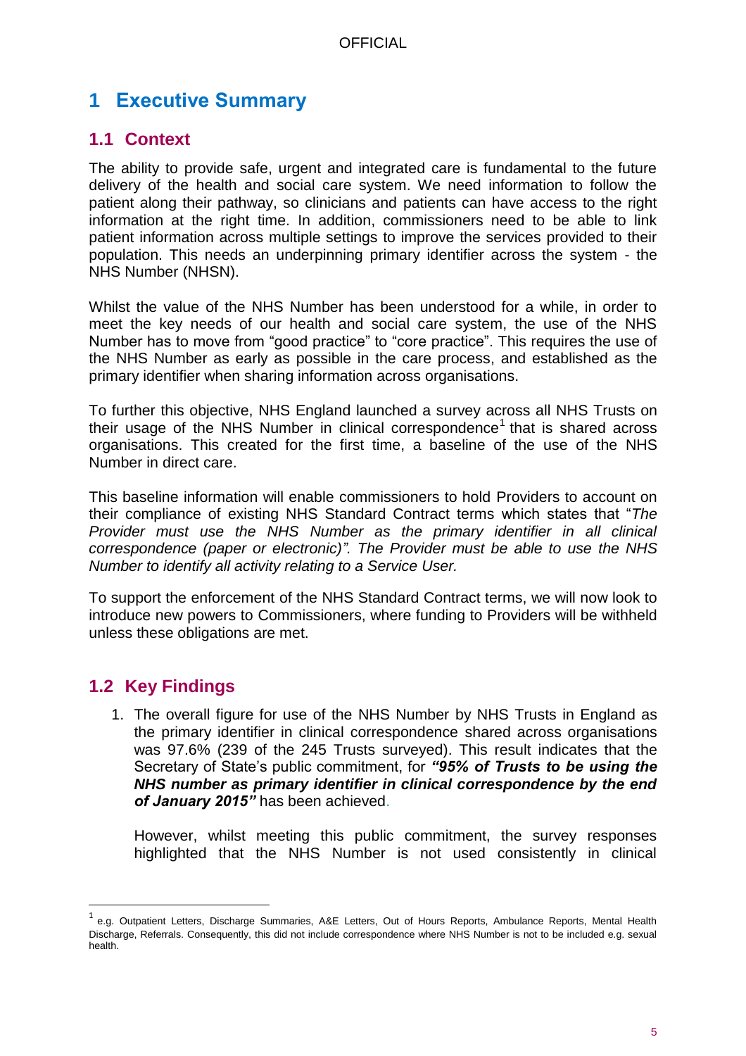# 1 Executive Summary

## 1.1 Context

The ability to provide safe, urgent and integrated care is fundamental to the future delivery of the health and social care system. We need information to follow the patient along their pathway, so clinicians and patients can have access to the right information at the right time. In addition, commissioners need to be able to link patient information across multiple settings to improve the services provided to their population. This needs an underpinning primary identifier across the system - the NHS Number (NHSN).

Whilst the value of the NHS Number has been understood for a while, in order to meet the key needs of our health and social care system, the use of the NHS Number has to move from "good practice" to "core practice". This requires the use of the NHS Number as early as possible in the care process, and established as the primary identifier when sharing information across organisations.

To further this objective, NHS England launched a survey across all NHS Trusts on their usage of the NHS Number in clinical correspondence[1] that is shared across organisations. This created for the first time, a baseline of the use of the NHS Number in direct care.

This baseline information will enable commissioners to hold Providers to account on their compliance of existing NHS Standard Contract terms which states that "*The Provider must use the NHS Number as the primary identifier in all clinical correspondence (paper or electronic)". The Provider must be able to use the NHS Number to identify all activity relating to a Service User.*

To support the enforcement of the NHS Standard Contract terms, we will now look to introduce new powers to Commissioners, where funding to Providers will be withheld unless these obligations are met.

## 1.2 Key Findings

1. The overall figure for use of the NHS Number by NHS Trusts in England as the primary identifier in clinical correspondence shared across organisations was 97.6% (239 of the 245 Trusts surveyed). This result indicates that the Secretary of State's public commitment, for ***"95% of Trusts to be using the NHS number as primary identifier in clinical correspondence by the end of January 2015"*** has been achieved.

   However, whilst meeting this public commitment, the survey responses highlighted that the NHS Number is not used consistently in clinical

[1] e.g. Outpatient Letters, Discharge Summaries, A&E Letters, Out of Hours Reports, Ambulance Reports, Mental Health Discharge, Referrals. Consequently, this did not include correspondence where NHS Number is not to be included e.g. sexual health.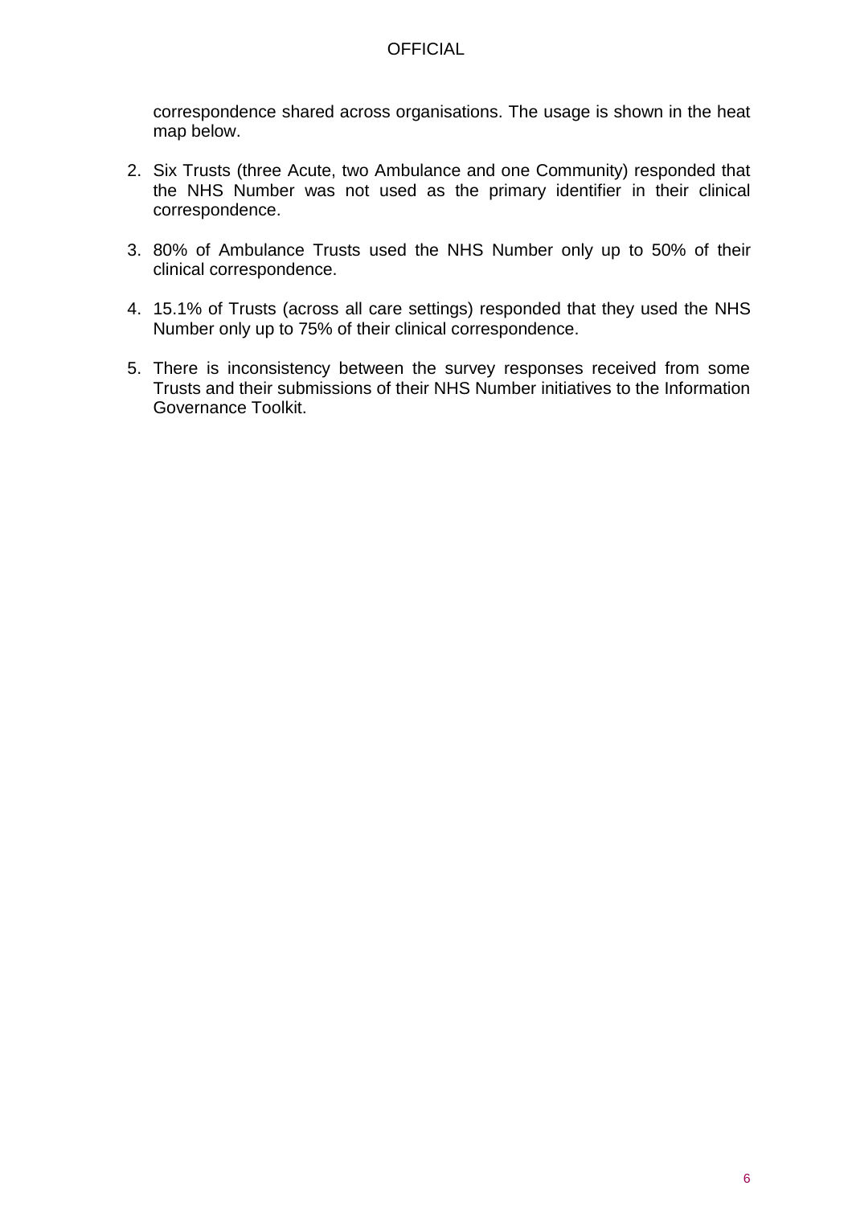correspondence shared across organisations. The usage is shown in the heat map below.

2. Six Trusts (three Acute, two Ambulance and one Community) responded that the NHS Number was not used as the primary identifier in their clinical correspondence.

3. 80% of Ambulance Trusts used the NHS Number only up to 50% of their clinical correspondence.

4. 15.1% of Trusts (across all care settings) responded that they used the NHS Number only up to 75% of their clinical correspondence.

5. There is inconsistency between the survey responses received from some Trusts and their submissions of their NHS Number initiatives to the Information Governance Toolkit.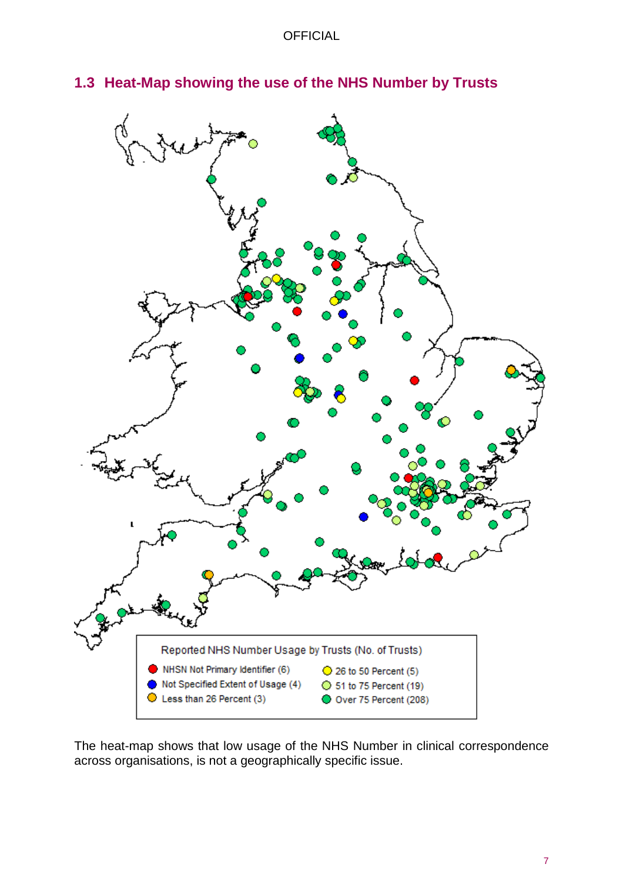## 1.3 Heat-Map showing the use of the NHS Number by Trusts

Reported NHS Number Usage by Trusts (No. of Trusts)

NHSN Not Primary Identifier (6)

Not Specified Extent of Usage (4)

Less than 26 Percent (3)

26 to 50 Percent (5)

51 to 75 Percent (19)

Over 75 Percent (208)

The heat-map shows that low usage of the NHS Number in clinical correspondence across organisations, is not a geographically specific issue.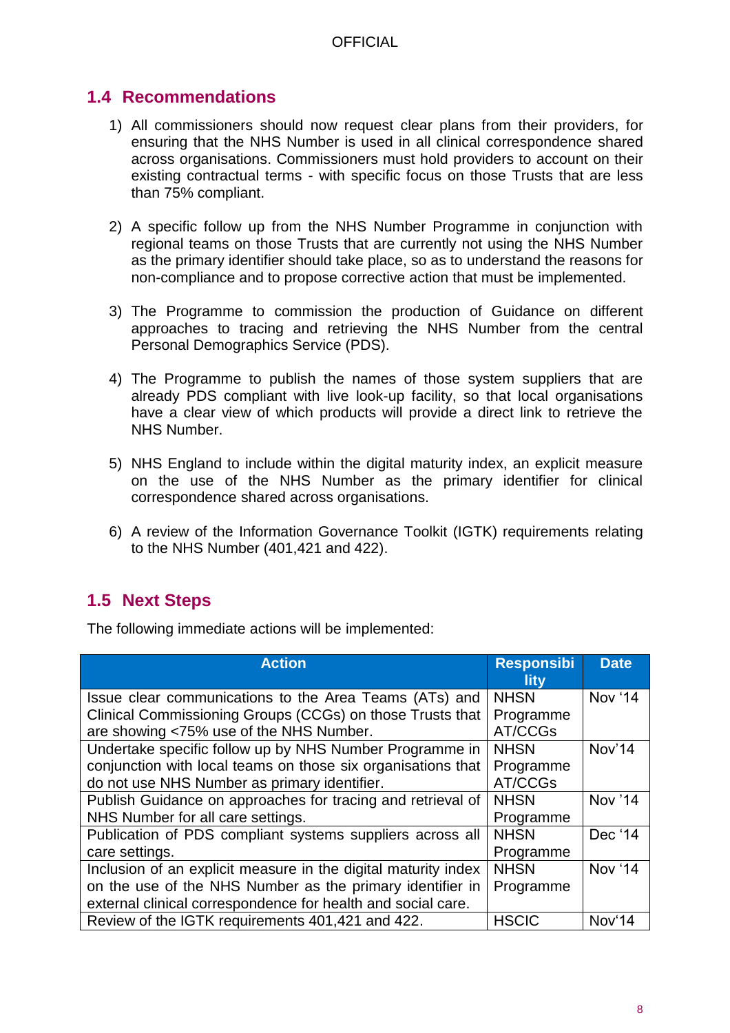## 1.4 Recommendations

1) All commissioners should now request clear plans from their providers, for ensuring that the NHS Number is used in all clinical correspondence shared across organisations. Commissioners must hold providers to account on their existing contractual terms - with specific focus on those Trusts that are less than 75% compliant.

2) A specific follow up from the NHS Number Programme in conjunction with regional teams on those Trusts that are currently not using the NHS Number as the primary identifier should take place, so as to understand the reasons for non-compliance and to propose corrective action that must be implemented.

3) The Programme to commission the production of Guidance on different approaches to tracing and retrieving the NHS Number from the central Personal Demographics Service (PDS).

4) The Programme to publish the names of those system suppliers that are already PDS compliant with live look-up facility, so that local organisations have a clear view of which products will provide a direct link to retrieve the NHS Number.

5) NHS England to include within the digital maturity index, an explicit measure on the use of the NHS Number as the primary identifier for clinical correspondence shared across organisations.

6) A review of the Information Governance Toolkit (IGTK) requirements relating to the NHS Number (401,421 and 422).

## 1.5 Next Steps

The following immediate actions will be implemented:

| Action | Responsibility | Date |
|---|---|---|
| Issue clear communications to the Area Teams (ATs) and Clinical Commissioning Groups (CCGs) on those Trusts that are showing <75% use of the NHS Number. | NHSN Programme AT/CCGs | Nov '14 |
| Undertake specific follow up by NHS Number Programme in conjunction with local teams on those six organisations that do not use NHS Number as primary identifier. | NHSN Programme AT/CCGs | Nov'14 |
| Publish Guidance on approaches for tracing and retrieval of NHS Number for all care settings. | NHSN Programme | Nov '14 |
| Publication of PDS compliant systems suppliers across all care settings. | NHSN Programme | Dec '14 |
| Inclusion of an explicit measure in the digital maturity index on the use of the NHS Number as the primary identifier in external clinical correspondence for health and social care. | NHSN Programme | Nov '14 |
| Review of the IGTK requirements 401,421 and 422. | HSCIC | Nov'14 |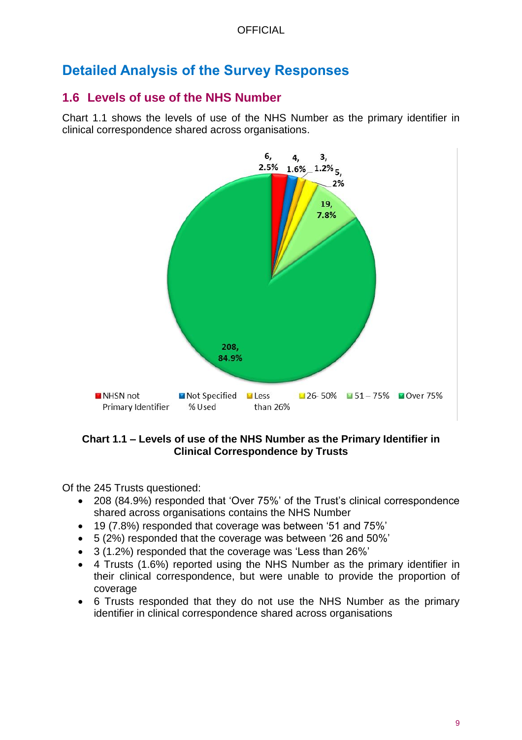# Detailed Analysis of the Survey Responses

## 1.6 Levels of use of the NHS Number

Chart 1.1 shows the levels of use of the NHS Number as the primary identifier in clinical correspondence shared across organisations.

6, 2.5%
4, 1.6%
3, 1.2%
5, 2%
19, 7.8%
208, 84.9%

NHSN not Primary Identifier
Not Specified % Used
Less than 26%
26- 50%
51 – 75%
Over 75%

**Chart 1.1 – Levels of use of the NHS Number as the Primary Identifier in Clinical Correspondence by Trusts**

Of the 245 Trusts questioned:

- 208 (84.9%) responded that 'Over 75%' of the Trust's clinical correspondence shared across organisations contains the NHS Number
- 19 (7.8%) responded that coverage was between '51 and 75%'
- 5 (2%) responded that the coverage was between '26 and 50%'
- 3 (1.2%) responded that the coverage was 'Less than 26%'
- 4 Trusts (1.6%) reported using the NHS Number as the primary identifier in their clinical correspondence, but were unable to provide the proportion of coverage
- 6 Trusts responded that they do not use the NHS Number as the primary identifier in clinical correspondence shared across organisations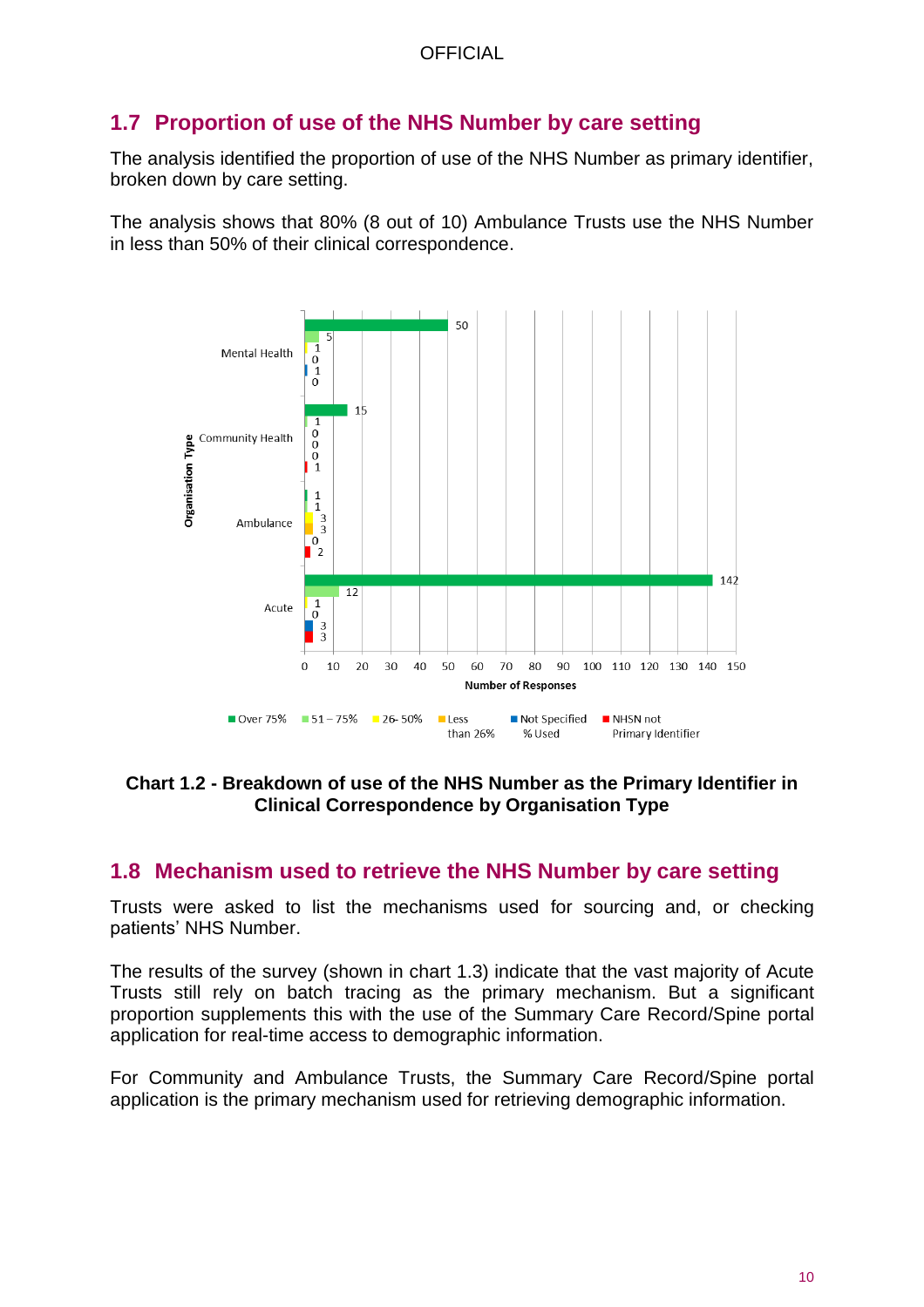## 1.7 Proportion of use of the NHS Number by care setting

The analysis identified the proportion of use of the NHS Number as primary identifier, broken down by care setting.

The analysis shows that 80% (8 out of 10) Ambulance Trusts use the NHS Number in less than 50% of their clinical correspondence.

Organisation Type

Mental Health
50
5
1
0
1
0

Community Health
15
1
0
0
0
1

Ambulance
1
1
3
3
0
2

Acute
142
12
1
0
3
3

0 10 20 30 40 50 60 70 80 90 100 110 120 130 140 150

Number of Responses

Over 75% | 51 – 75% | 26- 50% | Less than 26% | Not Specified % Used | NHSN not Primary Identifier

**Chart 1.2 - Breakdown of use of the NHS Number as the Primary Identifier in Clinical Correspondence by Organisation Type**

## 1.8 Mechanism used to retrieve the NHS Number by care setting

Trusts were asked to list the mechanisms used for sourcing and, or checking patients' NHS Number.

The results of the survey (shown in chart 1.3) indicate that the vast majority of Acute Trusts still rely on batch tracing as the primary mechanism. But a significant proportion supplements this with the use of the Summary Care Record/Spine portal application for real-time access to demographic information.

For Community and Ambulance Trusts, the Summary Care Record/Spine portal application is the primary mechanism used for retrieving demographic information.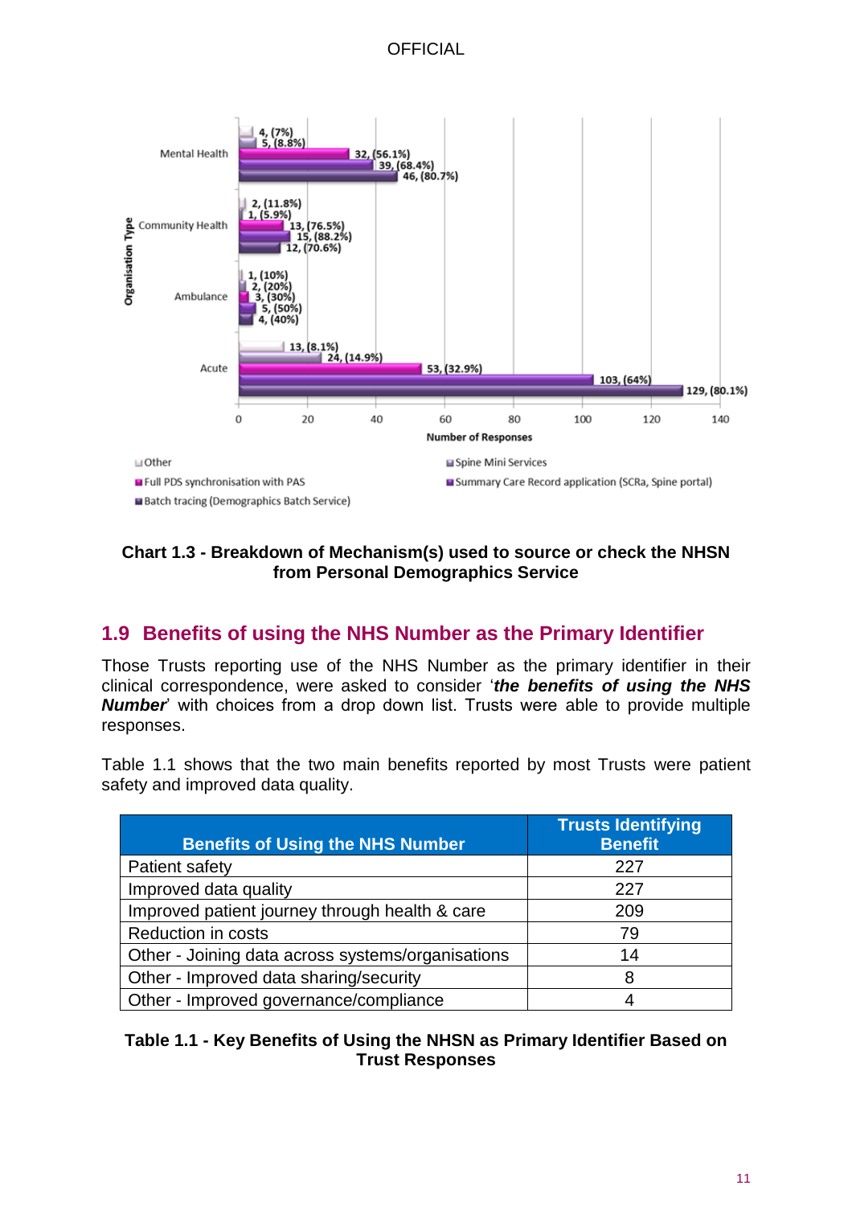Mental Health
4, (7%)
5, (8.8%)
32, (56.1%)
39, (68.4%)
46, (80.7%)

Community Health
2, (11.8%)
1, (5.9%)
13, (76.5%)
15, (88.2%)
12, (70.6%)

Ambulance
1, (10%)
2, (20%)
3, (30%)
5, (50%)
4, (40%)

Acute
13, (8.1%)
24, (14.9%)
53, (32.9%)
103, (64%)
129, (80.1%)

Organisation Type

0 20 40 60 80 100 120 140

Number of Responses

Other
Spine Mini Services
Full PDS synchronisation with PAS
Summary Care Record application (SCRa, Spine portal)
Batch tracing (Demographics Batch Service)

**Chart 1.3 - Breakdown of Mechanism(s) used to source or check the NHSN from Personal Demographics Service**

## 1.9 Benefits of using the NHS Number as the Primary Identifier

Those Trusts reporting use of the NHS Number as the primary identifier in their clinical correspondence, were asked to consider '***the benefits of using the NHS Number***' with choices from a drop down list. Trusts were able to provide multiple responses.

Table 1.1 shows that the two main benefits reported by most Trusts were patient safety and improved data quality.

| Benefits of Using the NHS Number | Trusts Identifying Benefit |
|---|---|
| Patient safety | 227 |
| Improved data quality | 227 |
| Improved patient journey through health & care | 209 |
| Reduction in costs | 79 |
| Other - Joining data across systems/organisations | 14 |
| Other - Improved data sharing/security | 8 |
| Other - Improved governance/compliance | 4 |

**Table 1.1 - Key Benefits of Using the NHSN as Primary Identifier Based on Trust Responses**